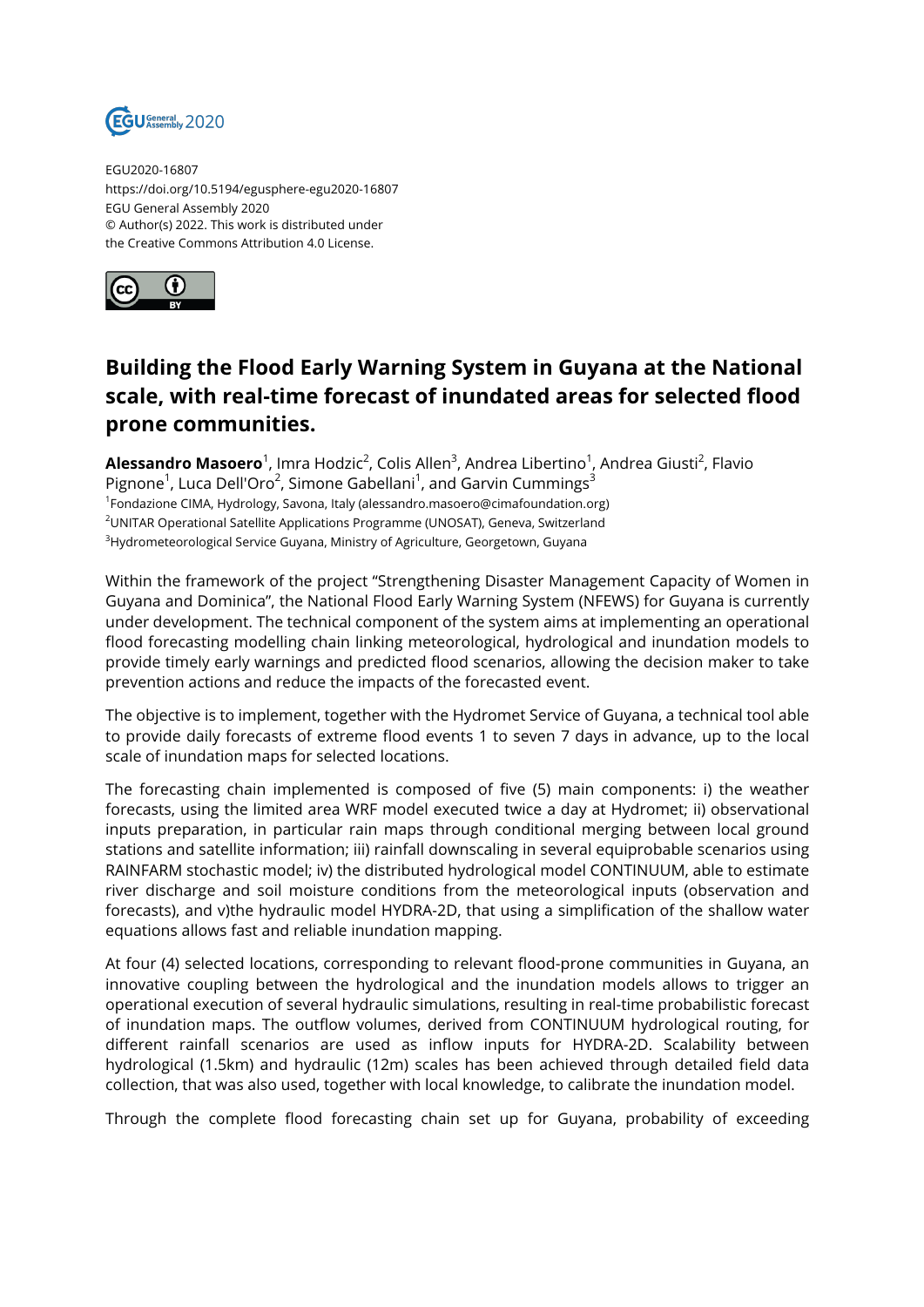EGU2020-16807
https://doi.org/10.5194/egusphere-egu2020-16807
EGU General Assembly 2020
© Author(s) 2022. This work is distributed under
the Creative Commons Attribution 4.0 License.

# Building the Flood Early Warning System in Guyana at the National scale, with real-time forecast of inundated areas for selected flood prone communities.

**Alessandro Masoero**[1], Imra Hodzic[2], Colis Allen[3], Andrea Libertino[1], Andrea Giusti[2], Flavio Pignone[1], Luca Dell'Oro[2], Simone Gabellani[1], and Garvin Cummings[3]

[1]Fondazione CIMA, Hydrology, Savona, Italy (alessandro.masoero@cimafoundation.org)
[2]UNITAR Operational Satellite Applications Programme (UNOSAT), Geneva, Switzerland
[3]Hydrometeorological Service Guyana, Ministry of Agriculture, Georgetown, Guyana

Within the framework of the project "Strengthening Disaster Management Capacity of Women in Guyana and Dominica", the National Flood Early Warning System (NFEWS) for Guyana is currently under development. The technical component of the system aims at implementing an operational flood forecasting modelling chain linking meteorological, hydrological and inundation models to provide timely early warnings and predicted flood scenarios, allowing the decision maker to take prevention actions and reduce the impacts of the forecasted event.

The objective is to implement, together with the Hydromet Service of Guyana, a technical tool able to provide daily forecasts of extreme flood events 1 to seven 7 days in advance, up to the local scale of inundation maps for selected locations.

The forecasting chain implemented is composed of five (5) main components: i) the weather forecasts, using the limited area WRF model executed twice a day at Hydromet; ii) observational inputs preparation, in particular rain maps through conditional merging between local ground stations and satellite information; iii) rainfall downscaling in several equiprobable scenarios using RAINFARM stochastic model; iv) the distributed hydrological model CONTINUUM, able to estimate river discharge and soil moisture conditions from the meteorological inputs (observation and forecasts), and v)the hydraulic model HYDRA-2D, that using a simplification of the shallow water equations allows fast and reliable inundation mapping.

At four (4) selected locations, corresponding to relevant flood-prone communities in Guyana, an innovative coupling between the hydrological and the inundation models allows to trigger an operational execution of several hydraulic simulations, resulting in real-time probabilistic forecast of inundation maps. The outflow volumes, derived from CONTINUUM hydrological routing, for different rainfall scenarios are used as inflow inputs for HYDRA-2D. Scalability between hydrological (1.5km) and hydraulic (12m) scales has been achieved through detailed field data collection, that was also used, together with local knowledge, to calibrate the inundation model.

Through the complete flood forecasting chain set up for Guyana, probability of exceeding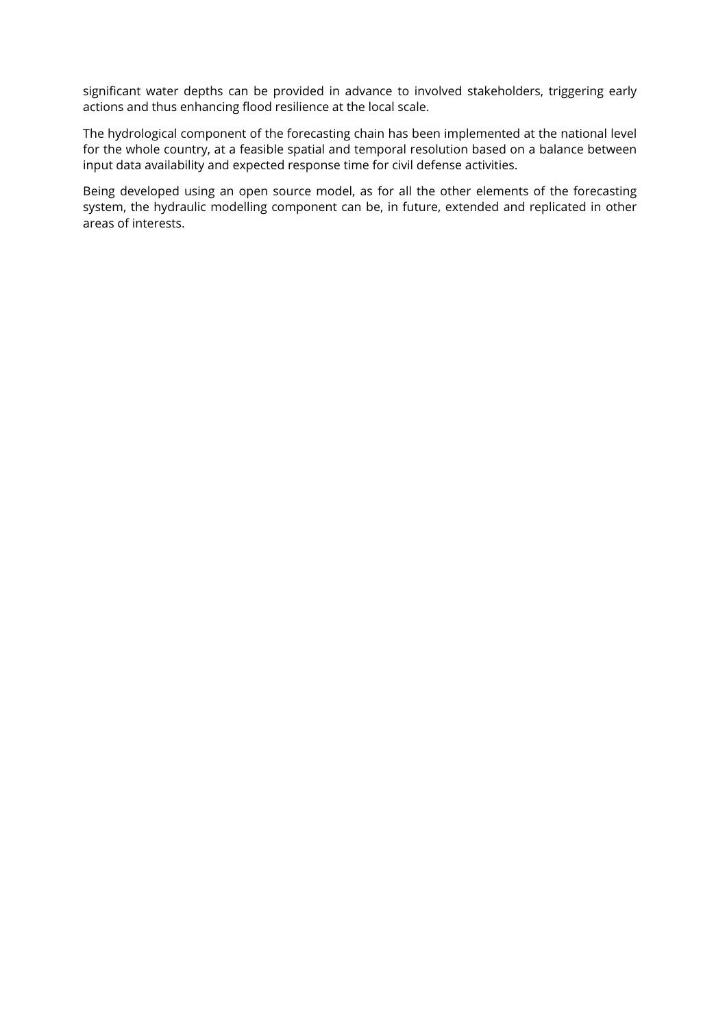significant water depths can be provided in advance to involved stakeholders, triggering early actions and thus enhancing flood resilience at the local scale.

The hydrological component of the forecasting chain has been implemented at the national level for the whole country, at a feasible spatial and temporal resolution based on a balance between input data availability and expected response time for civil defense activities.

Being developed using an open source model, as for all the other elements of the forecasting system, the hydraulic modelling component can be, in future, extended and replicated in other areas of interests.